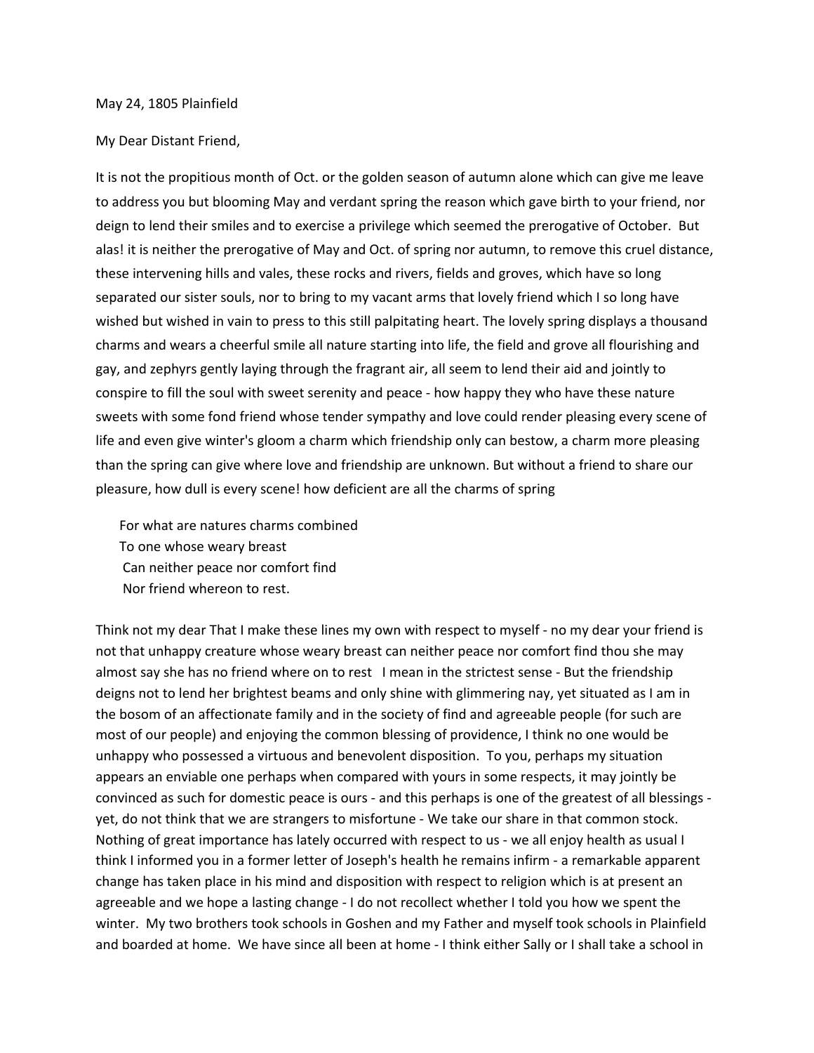May 24, 1805 Plainfield

My Dear Distant Friend,

It is not the propitious month of Oct. or the golden season of autumn alone which can give me leave to address you but blooming May and verdant spring the reason which gave birth to your friend, nor deign to lend their smiles and to exercise a privilege which seemed the prerogative of October. But alas! it is neither the prerogative of May and Oct. of spring nor autumn, to remove this cruel distance, these intervening hills and vales, these rocks and rivers, fields and groves, which have so long separated our sister souls, nor to bring to my vacant arms that lovely friend which I so long have wished but wished in vain to press to this still palpitating heart. The lovely spring displays a thousand charms and wears a cheerful smile all nature starting into life, the field and grove all flourishing and gay, and zephyrs gently laying through the fragrant air, all seem to lend their aid and jointly to conspire to fill the soul with sweet serenity and peace - how happy they who have these nature sweets with some fond friend whose tender sympathy and love could render pleasing every scene of life and even give winter's gloom a charm which friendship only can bestow, a charm more pleasing than the spring can give where love and friendship are unknown. But without a friend to share our pleasure, how dull is every scene! how deficient are all the charms of spring

> For what are natures charms combined
> To one whose weary breast
> Can neither peace nor comfort find
> Nor friend whereon to rest.

Think not my dear That I make these lines my own with respect to myself - no my dear your friend is not that unhappy creature whose weary breast can neither peace nor comfort find thou she may almost say she has no friend where on to rest I mean in the strictest sense - But the friendship deigns not to lend her brightest beams and only shine with glimmering nay, yet situated as I am in the bosom of an affectionate family and in the society of find and agreeable people (for such are most of our people) and enjoying the common blessing of providence, I think no one would be unhappy who possessed a virtuous and benevolent disposition. To you, perhaps my situation appears an enviable one perhaps when compared with yours in some respects, it may jointly be convinced as such for domestic peace is ours - and this perhaps is one of the greatest of all blessings - yet, do not think that we are strangers to misfortune - We take our share in that common stock. Nothing of great importance has lately occurred with respect to us - we all enjoy health as usual I think I informed you in a former letter of Joseph's health he remains infirm - a remarkable apparent change has taken place in his mind and disposition with respect to religion which is at present an agreeable and we hope a lasting change - I do not recollect whether I told you how we spent the winter. My two brothers took schools in Goshen and my Father and myself took schools in Plainfield and boarded at home. We have since all been at home - I think either Sally or I shall take a school in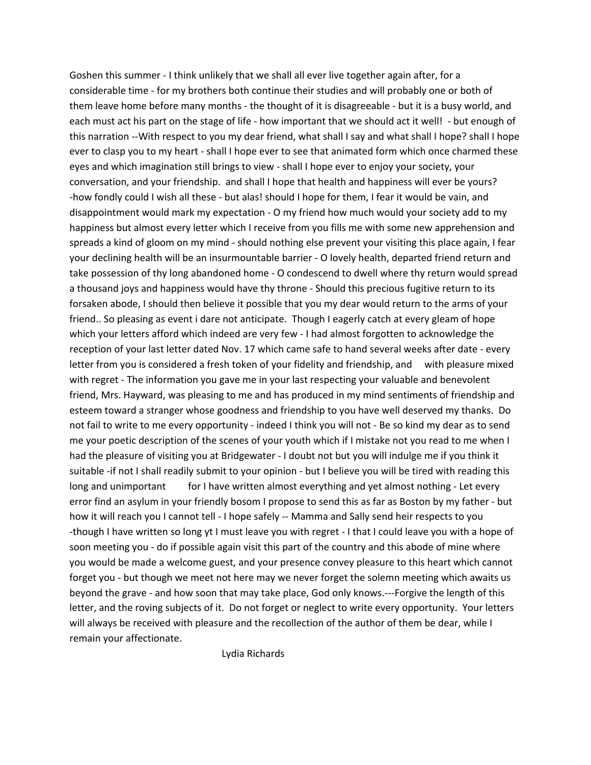Goshen this summer - I think unlikely that we shall all ever live together again after, for a considerable time - for my brothers both continue their studies and will probably one or both of them leave home before many months - the thought of it is disagreeable - but it is a busy world, and each must act his part on the stage of life - how important that we should act it well! - but enough of this narration --With respect to you my dear friend, what shall I say and what shall I hope? shall I hope ever to clasp you to my heart - shall I hope ever to see that animated form which once charmed these eyes and which imagination still brings to view - shall I hope ever to enjoy your society, your conversation, and your friendship. and shall I hope that health and happiness will ever be yours? -how fondly could I wish all these - but alas! should I hope for them, I fear it would be vain, and disappointment would mark my expectation - O my friend how much would your society add to my happiness but almost every letter which I receive from you fills me with some new apprehension and spreads a kind of gloom on my mind - should nothing else prevent your visiting this place again, I fear your declining health will be an insurmountable barrier - O lovely health, departed friend return and take possession of thy long abandoned home - O condescend to dwell where thy return would spread a thousand joys and happiness would have thy throne - Should this precious fugitive return to its forsaken abode, I should then believe it possible that you my dear would return to the arms of your friend.. So pleasing as event i dare not anticipate. Though I eagerly catch at every gleam of hope which your letters afford which indeed are very few - I had almost forgotten to acknowledge the reception of your last letter dated Nov. 17 which came safe to hand several weeks after date - every letter from you is considered a fresh token of your fidelity and friendship, and with pleasure mixed with regret - The information you gave me in your last respecting your valuable and benevolent friend, Mrs. Hayward, was pleasing to me and has produced in my mind sentiments of friendship and esteem toward a stranger whose goodness and friendship to you have well deserved my thanks. Do not fail to write to me every opportunity - indeed I think you will not - Be so kind my dear as to send me your poetic description of the scenes of your youth which if I mistake not you read to me when I had the pleasure of visiting you at Bridgewater - I doubt not but you will indulge me if you think it suitable -if not I shall readily submit to your opinion - but I believe you will be tired with reading this long and unimportant for I have written almost everything and yet almost nothing - Let every error find an asylum in your friendly bosom I propose to send this as far as Boston by my father - but how it will reach you I cannot tell - I hope safely -- Mamma and Sally send heir respects to you -though I have written so long yt I must leave you with regret - I that I could leave you with a hope of soon meeting you - do if possible again visit this part of the country and this abode of mine where you would be made a welcome guest, and your presence convey pleasure to this heart which cannot forget you - but though we meet not here may we never forget the solemn meeting which awaits us beyond the grave - and how soon that may take place, God only knows.---Forgive the length of this letter, and the roving subjects of it. Do not forget or neglect to write every opportunity. Your letters will always be received with pleasure and the recollection of the author of them be dear, while I remain your affectionate.

Lydia Richards